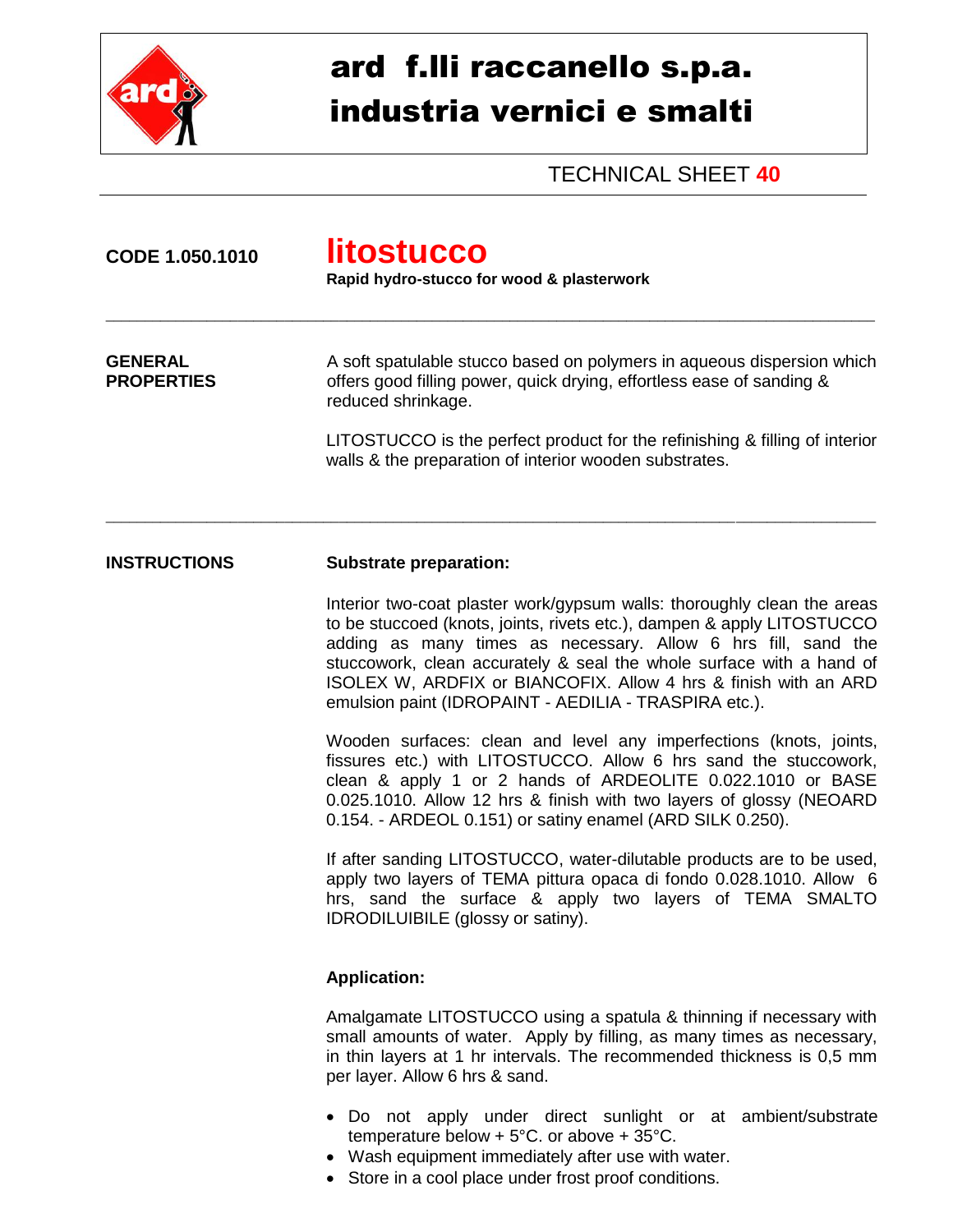# ard f.lli raccanello s.p.a.
# industria vernici e smalti

TECHNICAL SHEET **40**

---

**CODE 1.050.1010**

# litostucco

**Rapid hydro-stucco for wood & plasterwork**

---

## GENERAL PROPERTIES

A soft spatulable stucco based on polymers in aqueous dispersion which offers good filling power, quick drying, effortless ease of sanding & reduced shrinkage.

LITOSTUCCO is the perfect product for the refinishing & filling of interior walls & the preparation of interior wooden substrates.

---

## INSTRUCTIONS

### Substrate preparation:

Interior two-coat plaster work/gypsum walls: thoroughly clean the areas to be stuccoed (knots, joints, rivets etc.), dampen & apply LITOSTUCCO adding as many times as necessary. Allow 6 hrs fill, sand the stuccowork, clean accurately & seal the whole surface with a hand of ISOLEX W, ARDFIX or BIANCOFIX. Allow 4 hrs & finish with an ARD emulsion paint (IDROPAINT - AEDILIA - TRASPIRA etc.).

Wooden surfaces: clean and level any imperfections (knots, joints, fissures etc.) with LITOSTUCCO. Allow 6 hrs sand the stuccowork, clean & apply 1 or 2 hands of ARDEOLITE 0.022.1010 or BASE 0.025.1010. Allow 12 hrs & finish with two layers of glossy (NEOARD 0.154. - ARDEOL 0.151) or satiny enamel (ARD SILK 0.250).

If after sanding LITOSTUCCO, water-dilutable products are to be used, apply two layers of TEMA pittura opaca di fondo 0.028.1010. Allow 6 hrs, sand the surface & apply two layers of TEMA SMALTO IDRODILUIBILE (glossy or satiny).

### Application:

Amalgamate LITOSTUCCO using a spatula & thinning if necessary with small amounts of water. Apply by filling, as many times as necessary, in thin layers at 1 hr intervals. The recommended thickness is 0,5 mm per layer. Allow 6 hrs & sand.

- Do not apply under direct sunlight or at ambient/substrate temperature below + 5°C. or above + 35°C.
- Wash equipment immediately after use with water.
- Store in a cool place under frost proof conditions.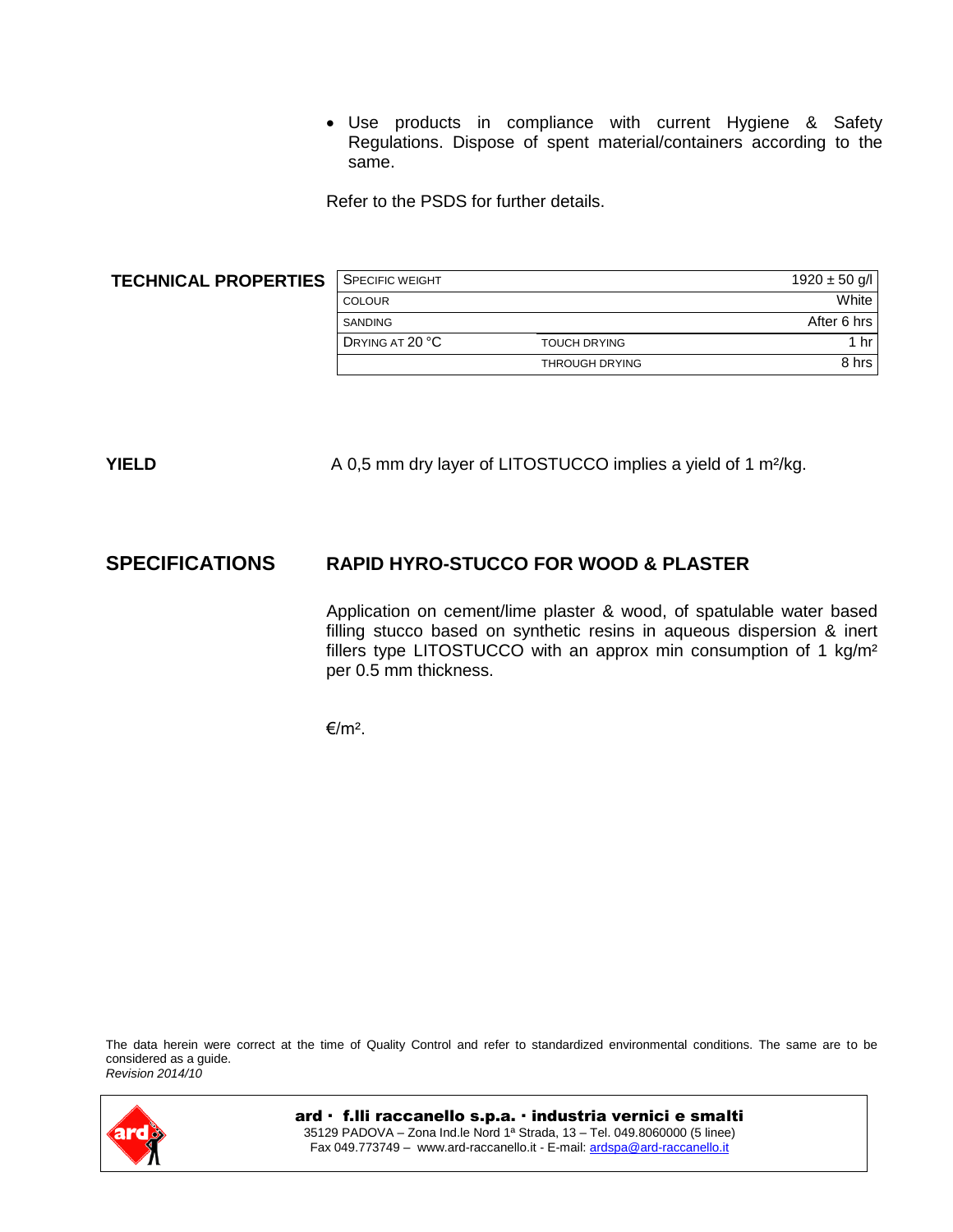- Use products in compliance with current Hygiene & Safety Regulations. Dispose of spent material/containers according to the same.

Refer to the PSDS for further details.

**TECHNICAL PROPERTIES**

| | | |
|---|---|---|
| SPECIFIC WEIGHT | | 1920 ± 50 g/l |
| COLOUR | | White |
| SANDING | | After 6 hrs |
| DRYING AT 20 °C | TOUCH DRYING | 1 hr |
| | THROUGH DRYING | 8 hrs |

**YIELD**

A 0,5 mm dry layer of LITOSTUCCO implies a yield of 1 m²/kg.

## SPECIFICATIONS

### RAPID HYRO-STUCCO FOR WOOD & PLASTER

Application on cement/lime plaster & wood, of spatulable water based filling stucco based on synthetic resins in aqueous dispersion & inert fillers type LITOSTUCCO with an approx min consumption of 1 kg/m² per 0.5 mm thickness.

€/m².

The data herein were correct at the time of Quality Control and refer to standardized environmental conditions. The same are to be considered as a guide.
*Revision 2014/10*

**ard · f.lli raccanello s.p.a. · industria vernici e smalti**
35129 PADOVA – Zona Ind.le Nord 1ª Strada, 13 – Tel. 049.8060000 (5 linee)
Fax 049.773749 – www.ard-raccanello.it - E-mail: ardspa@ard-raccanello.it